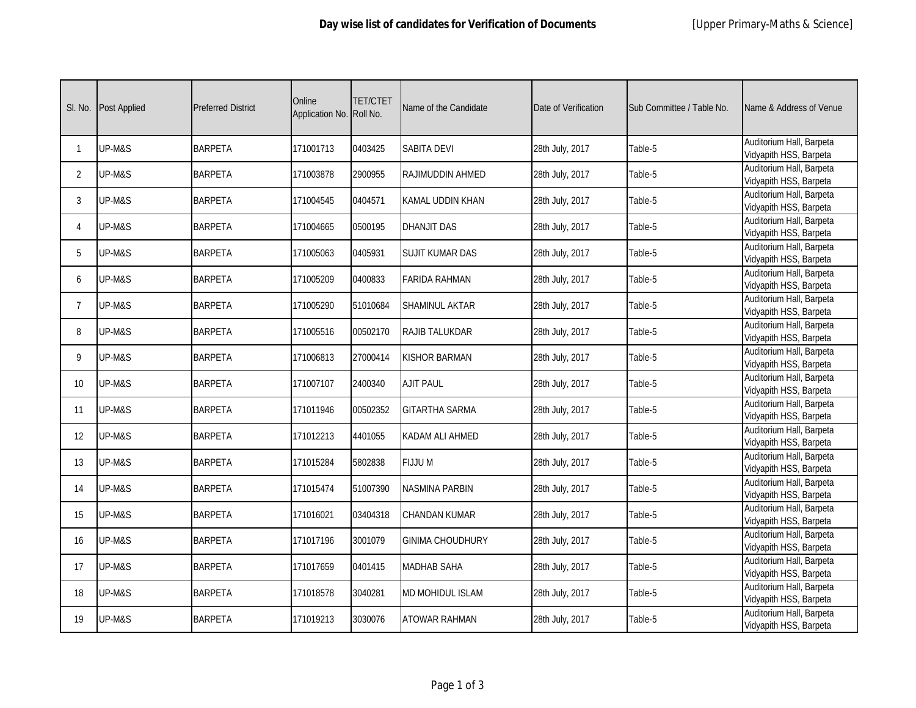# Day wise list of candidates for Verification of Documents

[Upper Primary-Maths & Science]

| Sl. No. | Post Applied | Preferred District | Online Application No. | TET/CTET Roll No. | Name of the Candidate | Date of Verification | Sub Committee / Table No. | Name & Address of Venue |
|---|---|---|---|---|---|---|---|---|
| 1 | UP-M&S | BARPETA | 171001713 | 0403425 | SABITA DEVI | 28th July, 2017 | Table-5 | Auditorium Hall, Barpeta Vidyapith HSS, Barpeta |
| 2 | UP-M&S | BARPETA | 171003878 | 2900955 | RAJIMUDDIN AHMED | 28th July, 2017 | Table-5 | Auditorium Hall, Barpeta Vidyapith HSS, Barpeta |
| 3 | UP-M&S | BARPETA | 171004545 | 0404571 | KAMAL UDDIN KHAN | 28th July, 2017 | Table-5 | Auditorium Hall, Barpeta Vidyapith HSS, Barpeta |
| 4 | UP-M&S | BARPETA | 171004665 | 0500195 | DHANJIT DAS | 28th July, 2017 | Table-5 | Auditorium Hall, Barpeta Vidyapith HSS, Barpeta |
| 5 | UP-M&S | BARPETA | 171005063 | 0405931 | SUJIT KUMAR DAS | 28th July, 2017 | Table-5 | Auditorium Hall, Barpeta Vidyapith HSS, Barpeta |
| 6 | UP-M&S | BARPETA | 171005209 | 0400833 | FARIDA RAHMAN | 28th July, 2017 | Table-5 | Auditorium Hall, Barpeta Vidyapith HSS, Barpeta |
| 7 | UP-M&S | BARPETA | 171005290 | 51010684 | SHAMINUL AKTAR | 28th July, 2017 | Table-5 | Auditorium Hall, Barpeta Vidyapith HSS, Barpeta |
| 8 | UP-M&S | BARPETA | 171005516 | 00502170 | RAJIB TALUKDAR | 28th July, 2017 | Table-5 | Auditorium Hall, Barpeta Vidyapith HSS, Barpeta |
| 9 | UP-M&S | BARPETA | 171006813 | 27000414 | KISHOR BARMAN | 28th July, 2017 | Table-5 | Auditorium Hall, Barpeta Vidyapith HSS, Barpeta |
| 10 | UP-M&S | BARPETA | 171007107 | 2400340 | AJIT PAUL | 28th July, 2017 | Table-5 | Auditorium Hall, Barpeta Vidyapith HSS, Barpeta |
| 11 | UP-M&S | BARPETA | 171011946 | 00502352 | GITARTHA SARMA | 28th July, 2017 | Table-5 | Auditorium Hall, Barpeta Vidyapith HSS, Barpeta |
| 12 | UP-M&S | BARPETA | 171012213 | 4401055 | KADAM ALI AHMED | 28th July, 2017 | Table-5 | Auditorium Hall, Barpeta Vidyapith HSS, Barpeta |
| 13 | UP-M&S | BARPETA | 171015284 | 5802838 | FIJJU M | 28th July, 2017 | Table-5 | Auditorium Hall, Barpeta Vidyapith HSS, Barpeta |
| 14 | UP-M&S | BARPETA | 171015474 | 51007390 | NASMINA PARBIN | 28th July, 2017 | Table-5 | Auditorium Hall, Barpeta Vidyapith HSS, Barpeta |
| 15 | UP-M&S | BARPETA | 171016021 | 03404318 | CHANDAN KUMAR | 28th July, 2017 | Table-5 | Auditorium Hall, Barpeta Vidyapith HSS, Barpeta |
| 16 | UP-M&S | BARPETA | 171017196 | 3001079 | GINIMA CHOUDHURY | 28th July, 2017 | Table-5 | Auditorium Hall, Barpeta Vidyapith HSS, Barpeta |
| 17 | UP-M&S | BARPETA | 171017659 | 0401415 | MADHAB SAHA | 28th July, 2017 | Table-5 | Auditorium Hall, Barpeta Vidyapith HSS, Barpeta |
| 18 | UP-M&S | BARPETA | 171018578 | 3040281 | MD MOHIDUL ISLAM | 28th July, 2017 | Table-5 | Auditorium Hall, Barpeta Vidyapith HSS, Barpeta |
| 19 | UP-M&S | BARPETA | 171019213 | 3030076 | ATOWAR RAHMAN | 28th July, 2017 | Table-5 | Auditorium Hall, Barpeta Vidyapith HSS, Barpeta |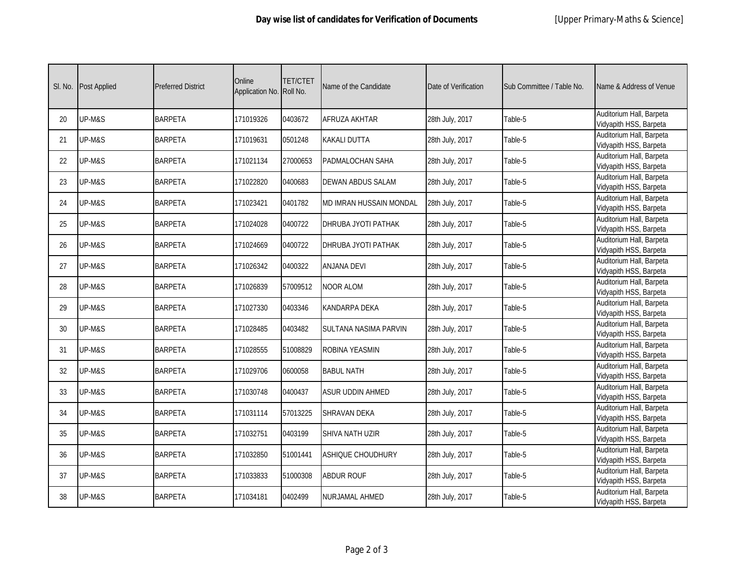## Day wise list of candidates for Verification of Documents

[Upper Primary-Maths & Science]

| Sl. No. | Post Applied | Preferred District | Online Application No. | TET/CTET Roll No. | Name of the Candidate | Date of Verification | Sub Committee / Table No. | Name & Address of Venue |
|---|---|---|---|---|---|---|---|---|
| 20 | UP-M&S | BARPETA | 171019326 | 0403672 | AFRUZA AKHTAR | 28th July, 2017 | Table-5 | Auditorium Hall, Barpeta Vidyapith HSS, Barpeta |
| 21 | UP-M&S | BARPETA | 171019631 | 0501248 | KAKALI DUTTA | 28th July, 2017 | Table-5 | Auditorium Hall, Barpeta Vidyapith HSS, Barpeta |
| 22 | UP-M&S | BARPETA | 171021134 | 27000653 | PADMALOCHAN SAHA | 28th July, 2017 | Table-5 | Auditorium Hall, Barpeta Vidyapith HSS, Barpeta |
| 23 | UP-M&S | BARPETA | 171022820 | 0400683 | DEWAN ABDUS SALAM | 28th July, 2017 | Table-5 | Auditorium Hall, Barpeta Vidyapith HSS, Barpeta |
| 24 | UP-M&S | BARPETA | 171023421 | 0401782 | MD IMRAN HUSSAIN MONDAL | 28th July, 2017 | Table-5 | Auditorium Hall, Barpeta Vidyapith HSS, Barpeta |
| 25 | UP-M&S | BARPETA | 171024028 | 0400722 | DHRUBA JYOTI PATHAK | 28th July, 2017 | Table-5 | Auditorium Hall, Barpeta Vidyapith HSS, Barpeta |
| 26 | UP-M&S | BARPETA | 171024669 | 0400722 | DHRUBA JYOTI PATHAK | 28th July, 2017 | Table-5 | Auditorium Hall, Barpeta Vidyapith HSS, Barpeta |
| 27 | UP-M&S | BARPETA | 171026342 | 0400322 | ANJANA DEVI | 28th July, 2017 | Table-5 | Auditorium Hall, Barpeta Vidyapith HSS, Barpeta |
| 28 | UP-M&S | BARPETA | 171026839 | 57009512 | NOOR ALOM | 28th July, 2017 | Table-5 | Auditorium Hall, Barpeta Vidyapith HSS, Barpeta |
| 29 | UP-M&S | BARPETA | 171027330 | 0403346 | KANDARPA DEKA | 28th July, 2017 | Table-5 | Auditorium Hall, Barpeta Vidyapith HSS, Barpeta |
| 30 | UP-M&S | BARPETA | 171028485 | 0403482 | SULTANA NASIMA PARVIN | 28th July, 2017 | Table-5 | Auditorium Hall, Barpeta Vidyapith HSS, Barpeta |
| 31 | UP-M&S | BARPETA | 171028555 | 51008829 | ROBINA YEASMIN | 28th July, 2017 | Table-5 | Auditorium Hall, Barpeta Vidyapith HSS, Barpeta |
| 32 | UP-M&S | BARPETA | 171029706 | 0600058 | BABUL NATH | 28th July, 2017 | Table-5 | Auditorium Hall, Barpeta Vidyapith HSS, Barpeta |
| 33 | UP-M&S | BARPETA | 171030748 | 0400437 | ASUR UDDIN AHMED | 28th July, 2017 | Table-5 | Auditorium Hall, Barpeta Vidyapith HSS, Barpeta |
| 34 | UP-M&S | BARPETA | 171031114 | 57013225 | SHRAVAN DEKA | 28th July, 2017 | Table-5 | Auditorium Hall, Barpeta Vidyapith HSS, Barpeta |
| 35 | UP-M&S | BARPETA | 171032751 | 0403199 | SHIVA NATH UZIR | 28th July, 2017 | Table-5 | Auditorium Hall, Barpeta Vidyapith HSS, Barpeta |
| 36 | UP-M&S | BARPETA | 171032850 | 51001441 | ASHIQUE CHOUDHURY | 28th July, 2017 | Table-5 | Auditorium Hall, Barpeta Vidyapith HSS, Barpeta |
| 37 | UP-M&S | BARPETA | 171033833 | 51000308 | ABDUR ROUF | 28th July, 2017 | Table-5 | Auditorium Hall, Barpeta Vidyapith HSS, Barpeta |
| 38 | UP-M&S | BARPETA | 171034181 | 0402499 | NURJAMAL AHMED | 28th July, 2017 | Table-5 | Auditorium Hall, Barpeta Vidyapith HSS, Barpeta |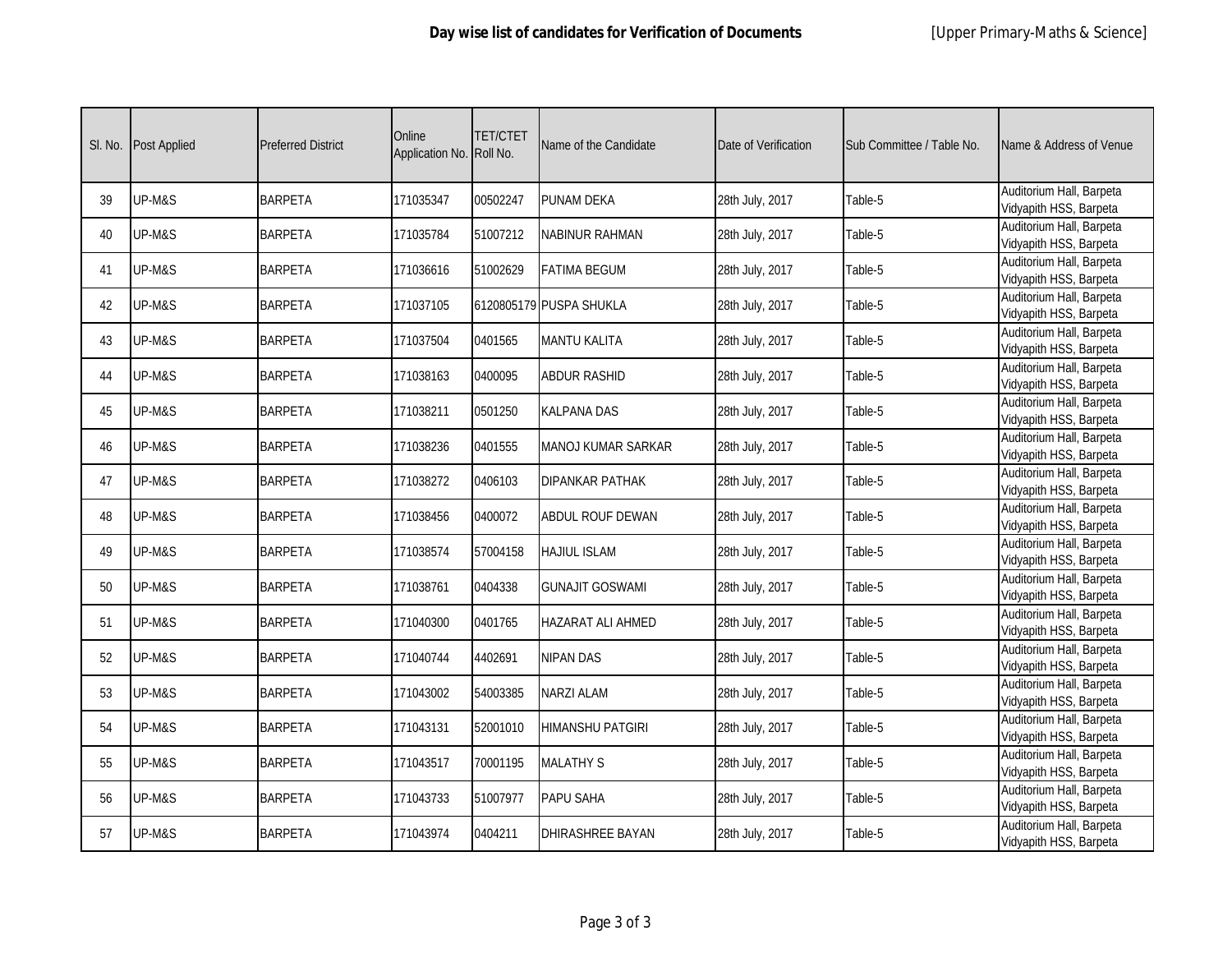**Day wise list of candidates for Verification of Documents** [Upper Primary-Maths & Science]

| Sl. No. | Post Applied | Preferred District | Online Application No. | TET/CTET Roll No. | Name of the Candidate | Date of Verification | Sub Committee / Table No. | Name & Address of Venue |
|---|---|---|---|---|---|---|---|---|
| 39 | UP-M&S | BARPETA | 171035347 | 00502247 | PUNAM DEKA | 28th July, 2017 | Table-5 | Auditorium Hall, Barpeta Vidyapith HSS, Barpeta |
| 40 | UP-M&S | BARPETA | 171035784 | 51007212 | NABINUR RAHMAN | 28th July, 2017 | Table-5 | Auditorium Hall, Barpeta Vidyapith HSS, Barpeta |
| 41 | UP-M&S | BARPETA | 171036616 | 51002629 | FATIMA BEGUM | 28th July, 2017 | Table-5 | Auditorium Hall, Barpeta Vidyapith HSS, Barpeta |
| 42 | UP-M&S | BARPETA | 171037105 | 6120805179 | PUSPA SHUKLA | 28th July, 2017 | Table-5 | Auditorium Hall, Barpeta Vidyapith HSS, Barpeta |
| 43 | UP-M&S | BARPETA | 171037504 | 0401565 | MANTU KALITA | 28th July, 2017 | Table-5 | Auditorium Hall, Barpeta Vidyapith HSS, Barpeta |
| 44 | UP-M&S | BARPETA | 171038163 | 0400095 | ABDUR RASHID | 28th July, 2017 | Table-5 | Auditorium Hall, Barpeta Vidyapith HSS, Barpeta |
| 45 | UP-M&S | BARPETA | 171038211 | 0501250 | KALPANA DAS | 28th July, 2017 | Table-5 | Auditorium Hall, Barpeta Vidyapith HSS, Barpeta |
| 46 | UP-M&S | BARPETA | 171038236 | 0401555 | MANOJ KUMAR SARKAR | 28th July, 2017 | Table-5 | Auditorium Hall, Barpeta Vidyapith HSS, Barpeta |
| 47 | UP-M&S | BARPETA | 171038272 | 0406103 | DIPANKAR PATHAK | 28th July, 2017 | Table-5 | Auditorium Hall, Barpeta Vidyapith HSS, Barpeta |
| 48 | UP-M&S | BARPETA | 171038456 | 0400072 | ABDUL ROUF DEWAN | 28th July, 2017 | Table-5 | Auditorium Hall, Barpeta Vidyapith HSS, Barpeta |
| 49 | UP-M&S | BARPETA | 171038574 | 57004158 | HAJIUL ISLAM | 28th July, 2017 | Table-5 | Auditorium Hall, Barpeta Vidyapith HSS, Barpeta |
| 50 | UP-M&S | BARPETA | 171038761 | 0404338 | GUNAJIT GOSWAMI | 28th July, 2017 | Table-5 | Auditorium Hall, Barpeta Vidyapith HSS, Barpeta |
| 51 | UP-M&S | BARPETA | 171040300 | 0401765 | HAZARAT ALI AHMED | 28th July, 2017 | Table-5 | Auditorium Hall, Barpeta Vidyapith HSS, Barpeta |
| 52 | UP-M&S | BARPETA | 171040744 | 4402691 | NIPAN DAS | 28th July, 2017 | Table-5 | Auditorium Hall, Barpeta Vidyapith HSS, Barpeta |
| 53 | UP-M&S | BARPETA | 171043002 | 54003385 | NARZI ALAM | 28th July, 2017 | Table-5 | Auditorium Hall, Barpeta Vidyapith HSS, Barpeta |
| 54 | UP-M&S | BARPETA | 171043131 | 52001010 | HIMANSHU PATGIRI | 28th July, 2017 | Table-5 | Auditorium Hall, Barpeta Vidyapith HSS, Barpeta |
| 55 | UP-M&S | BARPETA | 171043517 | 70001195 | MALATHY S | 28th July, 2017 | Table-5 | Auditorium Hall, Barpeta Vidyapith HSS, Barpeta |
| 56 | UP-M&S | BARPETA | 171043733 | 51007977 | PAPU SAHA | 28th July, 2017 | Table-5 | Auditorium Hall, Barpeta Vidyapith HSS, Barpeta |
| 57 | UP-M&S | BARPETA | 171043974 | 0404211 | DHIRASHREE BAYAN | 28th July, 2017 | Table-5 | Auditorium Hall, Barpeta Vidyapith HSS, Barpeta |